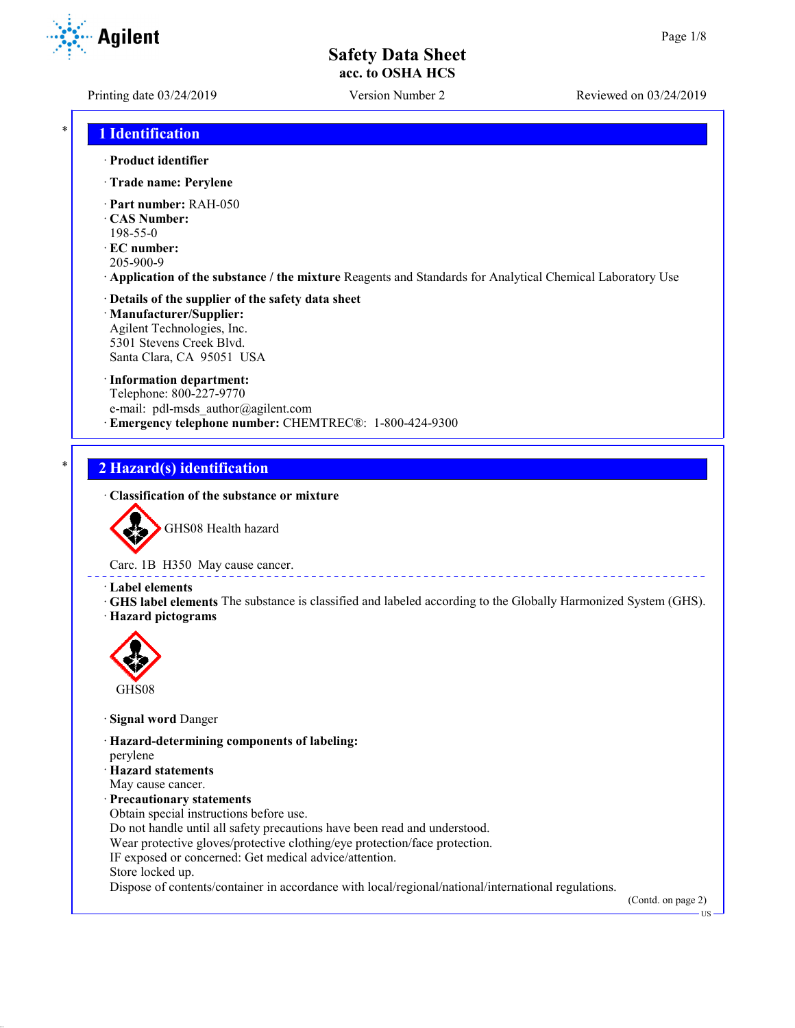# Safety Data Sheet
**acc. to OSHA HCS**

Printing date 03/24/2019 Version Number 2 Reviewed on 03/24/2019

## 1 Identification

· **Product identifier**

· **Trade name: Perylene**

· **Part number:** RAH-050
· **CAS Number:**
198-55-0
· **EC number:**
205-900-9
· **Application of the substance / the mixture** Reagents and Standards for Analytical Chemical Laboratory Use

· **Details of the supplier of the safety data sheet**
· **Manufacturer/Supplier:**
Agilent Technologies, Inc.
5301 Stevens Creek Blvd.
Santa Clara, CA 95051 USA

· **Information department:**
Telephone: 800-227-9770
e-mail: pdl-msds_author@agilent.com
· **Emergency telephone number:** CHEMTREC®: 1-800-424-9300

## 2 Hazard(s) identification

· **Classification of the substance or mixture**

GHS08 Health hazard

Carc. 1B H350 May cause cancer.

· **Label elements**
· **GHS label elements** The substance is classified and labeled according to the Globally Harmonized System (GHS).
· **Hazard pictograms**

GHS08

· **Signal word** Danger

· **Hazard-determining components of labeling:**
perylene
· **Hazard statements**
May cause cancer.
· **Precautionary statements**
Obtain special instructions before use.
Do not handle until all safety precautions have been read and understood.
Wear protective gloves/protective clothing/eye protection/face protection.
IF exposed or concerned: Get medical advice/attention.
Store locked up.
Dispose of contents/container in accordance with local/regional/national/international regulations.

(Contd. on page 2)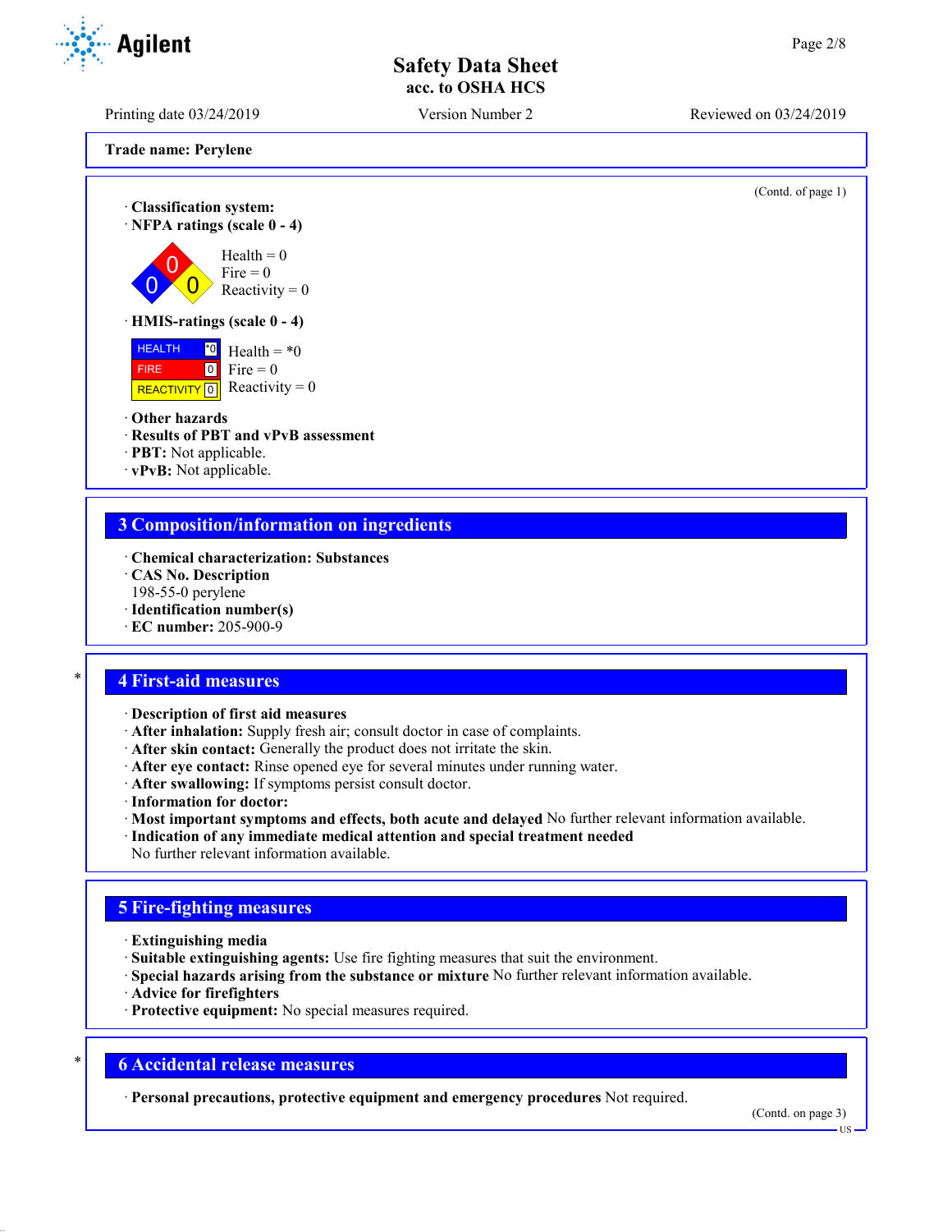Trade name: Perylene

(Contd. of page 1)

· **Classification system:**
· **NFPA ratings (scale 0 - 4)**

Health = 0
Fire = 0
Reactivity = 0

· **HMIS-ratings (scale 0 - 4)**

| HEALTH | *0 | Health = *0 |
|---|---|---|
| FIRE | 0 | Fire = 0 |
| REACTIVITY | 0 | Reactivity = 0 |

· **Other hazards**
· **Results of PBT and vPvB assessment**
· **PBT:** Not applicable.
· **vPvB:** Not applicable.

## 3 Composition/information on ingredients

· **Chemical characterization: Substances**
· **CAS No. Description**
198-55-0 perylene
· **Identification number(s)**
· **EC number:** 205-900-9

## 4 First-aid measures

· **Description of first aid measures**
· **After inhalation:** Supply fresh air; consult doctor in case of complaints.
· **After skin contact:** Generally the product does not irritate the skin.
· **After eye contact:** Rinse opened eye for several minutes under running water.
· **After swallowing:** If symptoms persist consult doctor.
· **Information for doctor:**
· **Most important symptoms and effects, both acute and delayed** No further relevant information available.
· **Indication of any immediate medical attention and special treatment needed**
No further relevant information available.

## 5 Fire-fighting measures

· **Extinguishing media**
· **Suitable extinguishing agents:** Use fire fighting measures that suit the environment.
· **Special hazards arising from the substance or mixture** No further relevant information available.
· **Advice for firefighters**
· **Protective equipment:** No special measures required.

## 6 Accidental release measures

· **Personal precautions, protective equipment and emergency procedures** Not required.

(Contd. on page 3)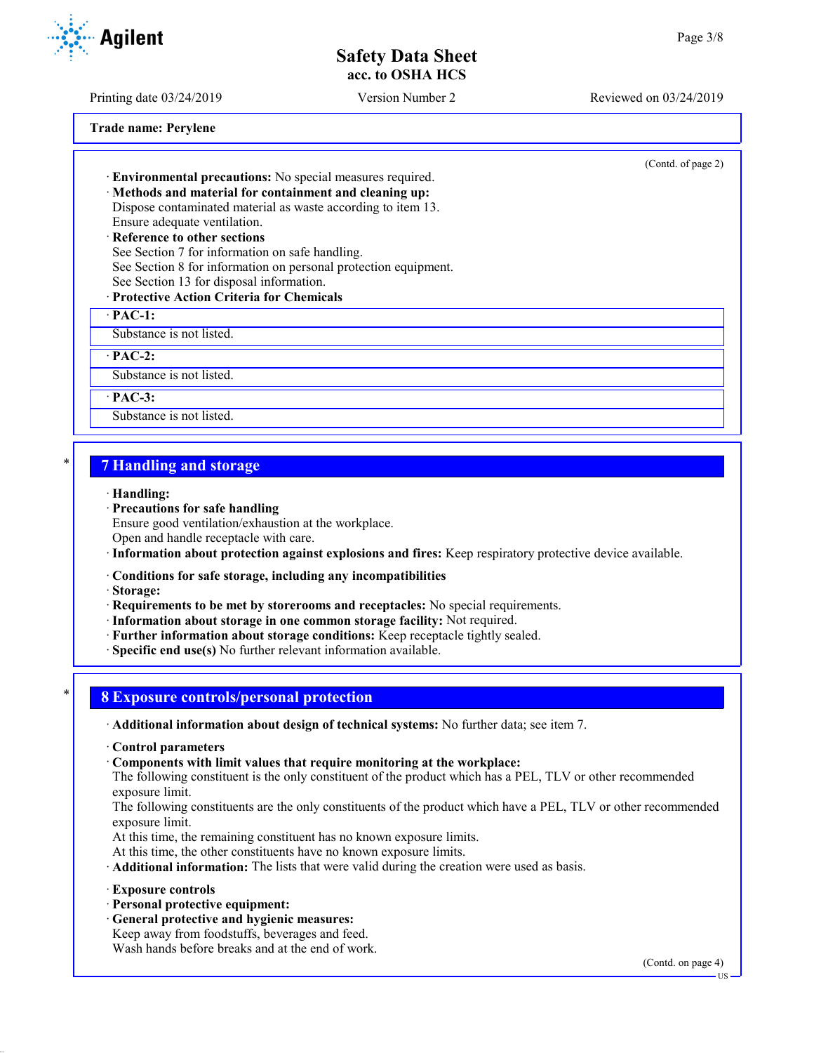**Trade name: Perylene**

(Contd. of page 2)

· **Environmental precautions:** No special measures required.
· **Methods and material for containment and cleaning up:**
Dispose contaminated material as waste according to item 13.
Ensure adequate ventilation.
· **Reference to other sections**
See Section 7 for information on safe handling.
See Section 8 for information on personal protection equipment.
See Section 13 for disposal information.
· **Protective Action Criteria for Chemicals**

· **PAC-1:**
Substance is not listed.

· **PAC-2:**
Substance is not listed.

· **PAC-3:**
Substance is not listed.

## 7 Handling and storage

· **Handling:**
· **Precautions for safe handling**
Ensure good ventilation/exhaustion at the workplace.
Open and handle receptacle with care.
· **Information about protection against explosions and fires:** Keep respiratory protective device available.

· **Conditions for safe storage, including any incompatibilities**
· **Storage:**
· **Requirements to be met by storerooms and receptacles:** No special requirements.
· **Information about storage in one common storage facility:** Not required.
· **Further information about storage conditions:** Keep receptacle tightly sealed.
· **Specific end use(s)** No further relevant information available.

## 8 Exposure controls/personal protection

· **Additional information about design of technical systems:** No further data; see item 7.

· **Control parameters**
· **Components with limit values that require monitoring at the workplace:**
The following constituent is the only constituent of the product which has a PEL, TLV or other recommended exposure limit.
The following constituents are the only constituents of the product which have a PEL, TLV or other recommended exposure limit.
At this time, the remaining constituent has no known exposure limits.
At this time, the other constituents have no known exposure limits.
· **Additional information:** The lists that were valid during the creation were used as basis.

· **Exposure controls**
· **Personal protective equipment:**
· **General protective and hygienic measures:**
Keep away from foodstuffs, beverages and feed.
Wash hands before breaks and at the end of work.

(Contd. on page 4)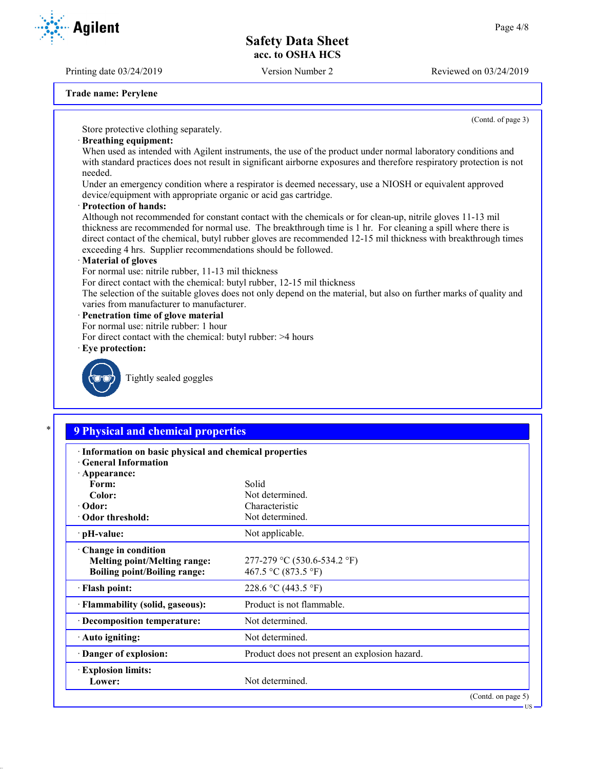Trade name: Perylene

(Contd. of page 3)

Store protective clothing separately.

· **Breathing equipment:**
When used as intended with Agilent instruments, the use of the product under normal laboratory conditions and with standard practices does not result in significant airborne exposures and therefore respiratory protection is not needed.
Under an emergency condition where a respirator is deemed necessary, use a NIOSH or equivalent approved device/equipment with appropriate organic or acid gas cartridge.

· **Protection of hands:**
Although not recommended for constant contact with the chemicals or for clean-up, nitrile gloves 11-13 mil thickness are recommended for normal use. The breakthrough time is 1 hr. For cleaning a spill where there is direct contact of the chemical, butyl rubber gloves are recommended 12-15 mil thickness with breakthrough times exceeding 4 hrs. Supplier recommendations should be followed.

· **Material of gloves**
For normal use: nitrile rubber, 11-13 mil thickness
For direct contact with the chemical: butyl rubber, 12-15 mil thickness
The selection of the suitable gloves does not only depend on the material, but also on further marks of quality and varies from manufacturer to manufacturer.

· **Penetration time of glove material**
For normal use: nitrile rubber: 1 hour
For direct contact with the chemical: butyl rubber: >4 hours

· **Eye protection:**

Tightly sealed goggles

## 9 Physical and chemical properties

| · **Information on basic physical and chemical properties** | |
|---|---|
| · **General Information** | |
| · **Appearance:** | |
| **Form:** | Solid |
| **Color:** | Not determined. |
| · **Odor:** | Characteristic |
| · **Odor threshold:** | Not determined. |
| · **pH-value:** | Not applicable. |
| · **Change in condition** | |
| **Melting point/Melting range:** | 277-279 °C (530.6-534.2 °F) |
| **Boiling point/Boiling range:** | 467.5 °C (873.5 °F) |
| · **Flash point:** | 228.6 °C (443.5 °F) |
| · **Flammability (solid, gaseous):** | Product is not flammable. |
| · **Decomposition temperature:** | Not determined. |
| · **Auto igniting:** | Not determined. |
| · **Danger of explosion:** | Product does not present an explosion hazard. |
| · **Explosion limits:** | |
| **Lower:** | Not determined. |

(Contd. on page 5)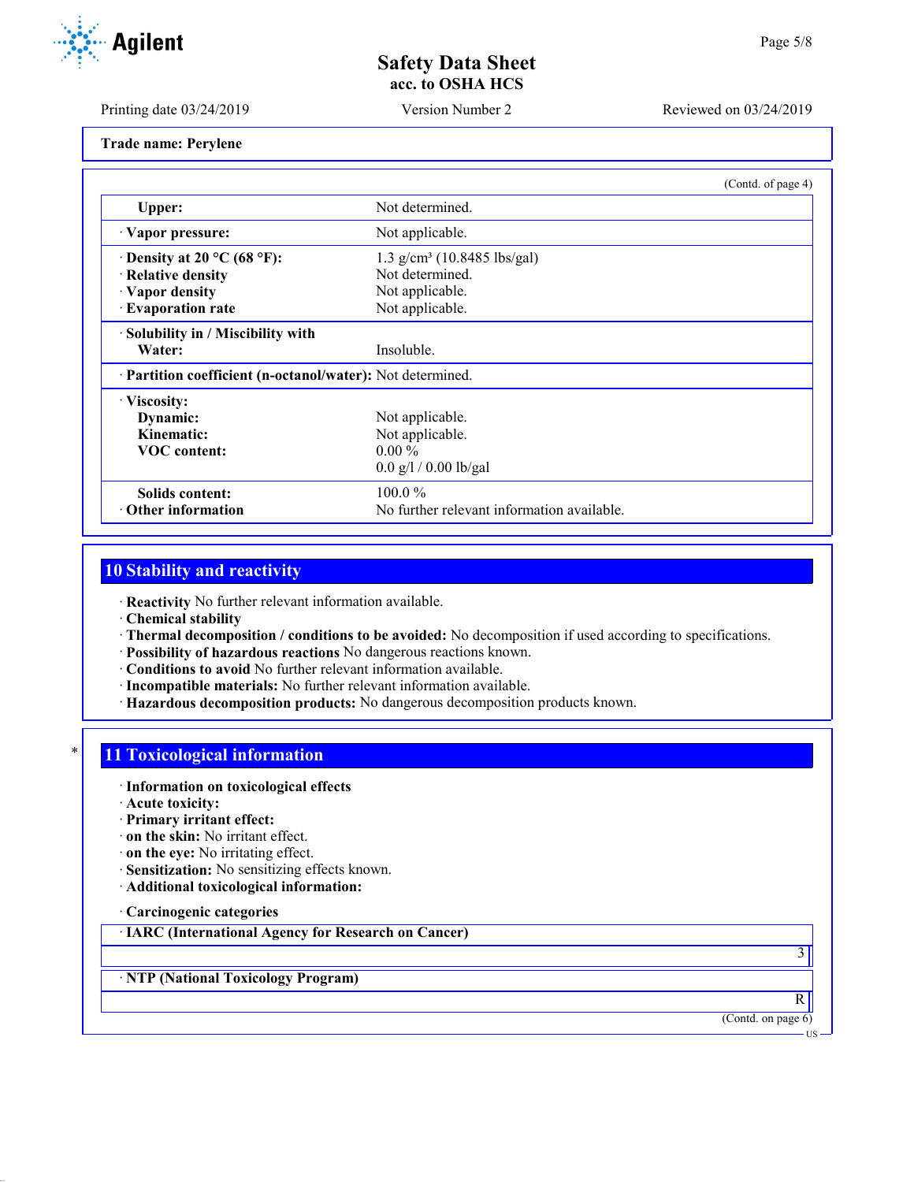Trade name: Perylene

(Contd. of page 4)

| | |
|---|---|
| Upper: | Not determined. |
| · Vapor pressure: | Not applicable. |
| · Density at 20 °C (68 °F): | 1.3 g/cm³ (10.8485 lbs/gal) |
| · Relative density | Not determined. |
| · Vapor density | Not applicable. |
| · Evaporation rate | Not applicable. |
| · Solubility in / Miscibility with Water: | Insoluble. |
| · Partition coefficient (n-octanol/water): | Not determined. |
| · Viscosity: | |
| Dynamic: | Not applicable. |
| Kinematic: | Not applicable. |
| VOC content: | 0.00 % |
| | 0.0 g/l / 0.00 lb/gal |
| Solids content: | 100.0 % |
| · Other information | No further relevant information available. |

## 10 Stability and reactivity

- · **Reactivity** No further relevant information available.
- · **Chemical stability**
- · **Thermal decomposition / conditions to be avoided:** No decomposition if used according to specifications.
- · **Possibility of hazardous reactions** No dangerous reactions known.
- · **Conditions to avoid** No further relevant information available.
- · **Incompatible materials:** No further relevant information available.
- · **Hazardous decomposition products:** No dangerous decomposition products known.

## * 11 Toxicological information

- · **Information on toxicological effects**
- · **Acute toxicity:**
- · **Primary irritant effect:**
- · **on the skin:** No irritant effect.
- · **on the eye:** No irritating effect.
- · **Sensitization:** No sensitizing effects known.
- · **Additional toxicological information:**

- · **Carcinogenic categories**

| · IARC (International Agency for Research on Cancer) |
|---|
| 3 |

| · NTP (National Toxicology Program) |
|---|
| R |

(Contd. on page 6)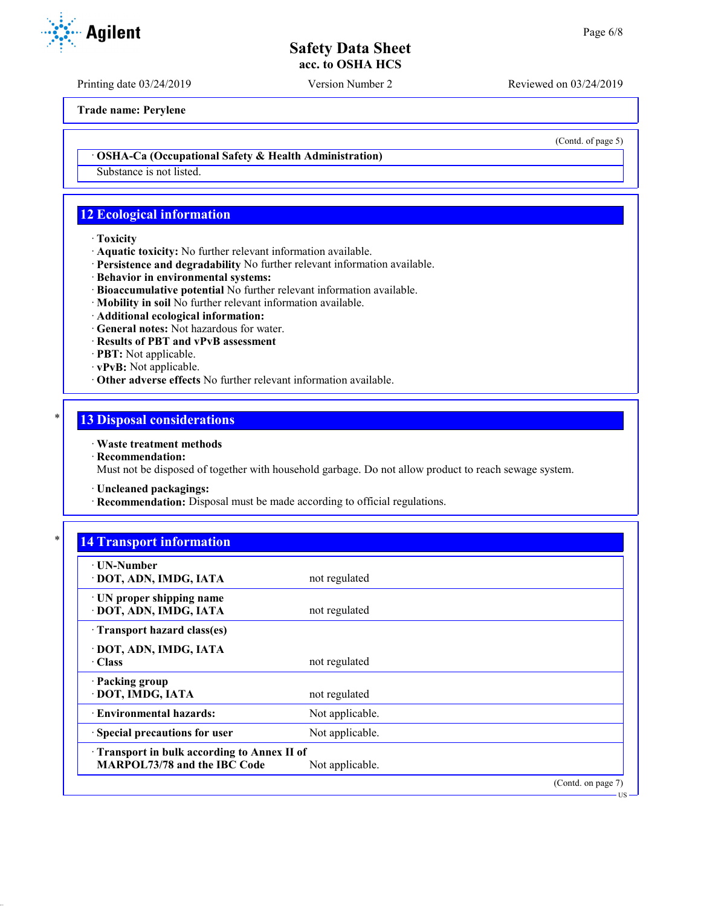Trade name: Perylene

(Contd. of page 5)

· **OSHA-Ca (Occupational Safety & Health Administration)**

Substance is not listed.

## 12 Ecological information

· **Toxicity**
· **Aquatic toxicity:** No further relevant information available.
· **Persistence and degradability** No further relevant information available.
· **Behavior in environmental systems:**
· **Bioaccumulative potential** No further relevant information available.
· **Mobility in soil** No further relevant information available.
· **Additional ecological information:**
· **General notes:** Not hazardous for water.
· **Results of PBT and vPvB assessment**
· **PBT:** Not applicable.
· **vPvB:** Not applicable.
· **Other adverse effects** No further relevant information available.

## 13 Disposal considerations

· **Waste treatment methods**
· **Recommendation:**
Must not be disposed of together with household garbage. Do not allow product to reach sewage system.

· **Uncleaned packagings:**
· **Recommendation:** Disposal must be made according to official regulations.

## 14 Transport information

| | |
|---|---|
| · **UN-Number**<br>· **DOT, ADN, IMDG, IATA** | not regulated |
| · **UN proper shipping name**<br>· **DOT, ADN, IMDG, IATA** | not regulated |
| · **Transport hazard class(es)**<br>· **DOT, ADN, IMDG, IATA**<br>· **Class** | not regulated |
| · **Packing group**<br>· **DOT, IMDG, IATA** | not regulated |
| · **Environmental hazards:** | Not applicable. |
| · **Special precautions for user** | Not applicable. |
| · **Transport in bulk according to Annex II of MARPOL73/78 and the IBC Code** | Not applicable. |

(Contd. on page 7)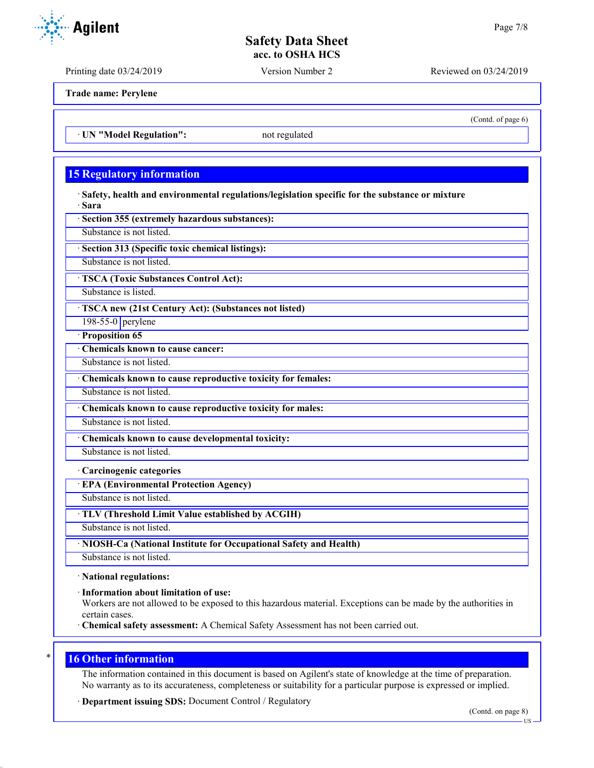(Contd. of page 6)

· UN "Model Regulation": not regulated

## 15 Regulatory information

· **Safety, health and environmental regulations/legislation specific for the substance or mixture**
· **Sara**

· **Section 355 (extremely hazardous substances):**
Substance is not listed.

· **Section 313 (Specific toxic chemical listings):**
Substance is not listed.

· **TSCA (Toxic Substances Control Act):**
Substance is listed.

· **TSCA new (21st Century Act): (Substances not listed)**

| 198-55-0 | perylene |
|---|---|

· **Proposition 65**

· **Chemicals known to cause cancer:**
Substance is not listed.

· **Chemicals known to cause reproductive toxicity for females:**
Substance is not listed.

· **Chemicals known to cause reproductive toxicity for males:**
Substance is not listed.

· **Chemicals known to cause developmental toxicity:**
Substance is not listed.

· **Carcinogenic categories**

· **EPA (Environmental Protection Agency)**
Substance is not listed.

· **TLV (Threshold Limit Value established by ACGIH)**
Substance is not listed.

· **NIOSH-Ca (National Institute for Occupational Safety and Health)**
Substance is not listed.

· **National regulations:**

· **Information about limitation of use:**
Workers are not allowed to be exposed to this hazardous material. Exceptions can be made by the authorities in certain cases.

· **Chemical safety assessment:** A Chemical Safety Assessment has not been carried out.

## 16 Other information

The information contained in this document is based on Agilent's state of knowledge at the time of preparation. No warranty as to its accurateness, completeness or suitability for a particular purpose is expressed or implied.

· **Department issuing SDS:** Document Control / Regulatory

(Contd. on page 8)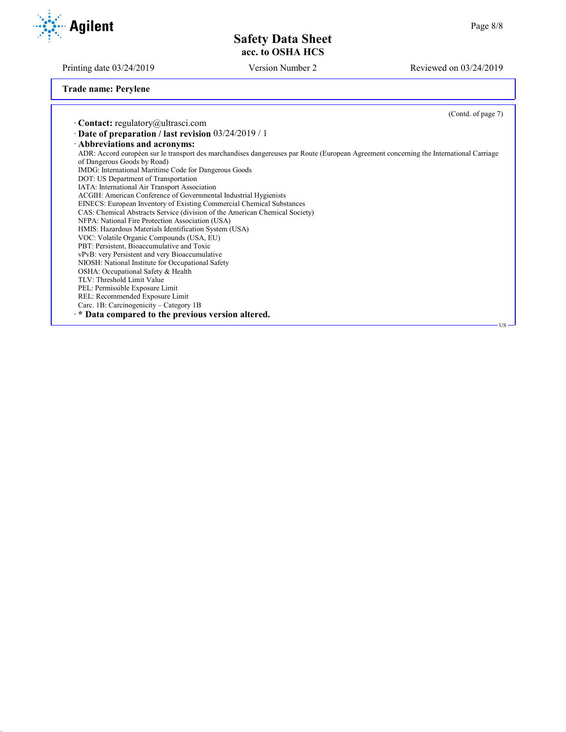(Contd. of page 7)

· **Contact:** regulatory@ultrasci.com

· **Date of preparation / last revision** 03/24/2019 / 1

· **Abbreviations and acronyms:**

ADR: Accord européen sur le transport des marchandises dangereuses par Route (European Agreement concerning the International Carriage of Dangerous Goods by Road)
IMDG: International Maritime Code for Dangerous Goods
DOT: US Department of Transportation
IATA: International Air Transport Association
ACGIH: American Conference of Governmental Industrial Hygienists
EINECS: European Inventory of Existing Commercial Chemical Substances
CAS: Chemical Abstracts Service (division of the American Chemical Society)
NFPA: National Fire Protection Association (USA)
HMIS: Hazardous Materials Identification System (USA)
VOC: Volatile Organic Compounds (USA, EU)
PBT: Persistent, Bioaccumulative and Toxic
vPvB: very Persistent and very Bioaccumulative
NIOSH: National Institute for Occupational Safety
OSHA: Occupational Safety & Health
TLV: Threshold Limit Value
PEL: Permissible Exposure Limit
REL: Recommended Exposure Limit
Carc. 1B: Carcinogenicity – Category 1B

· **\* Data compared to the previous version altered.**